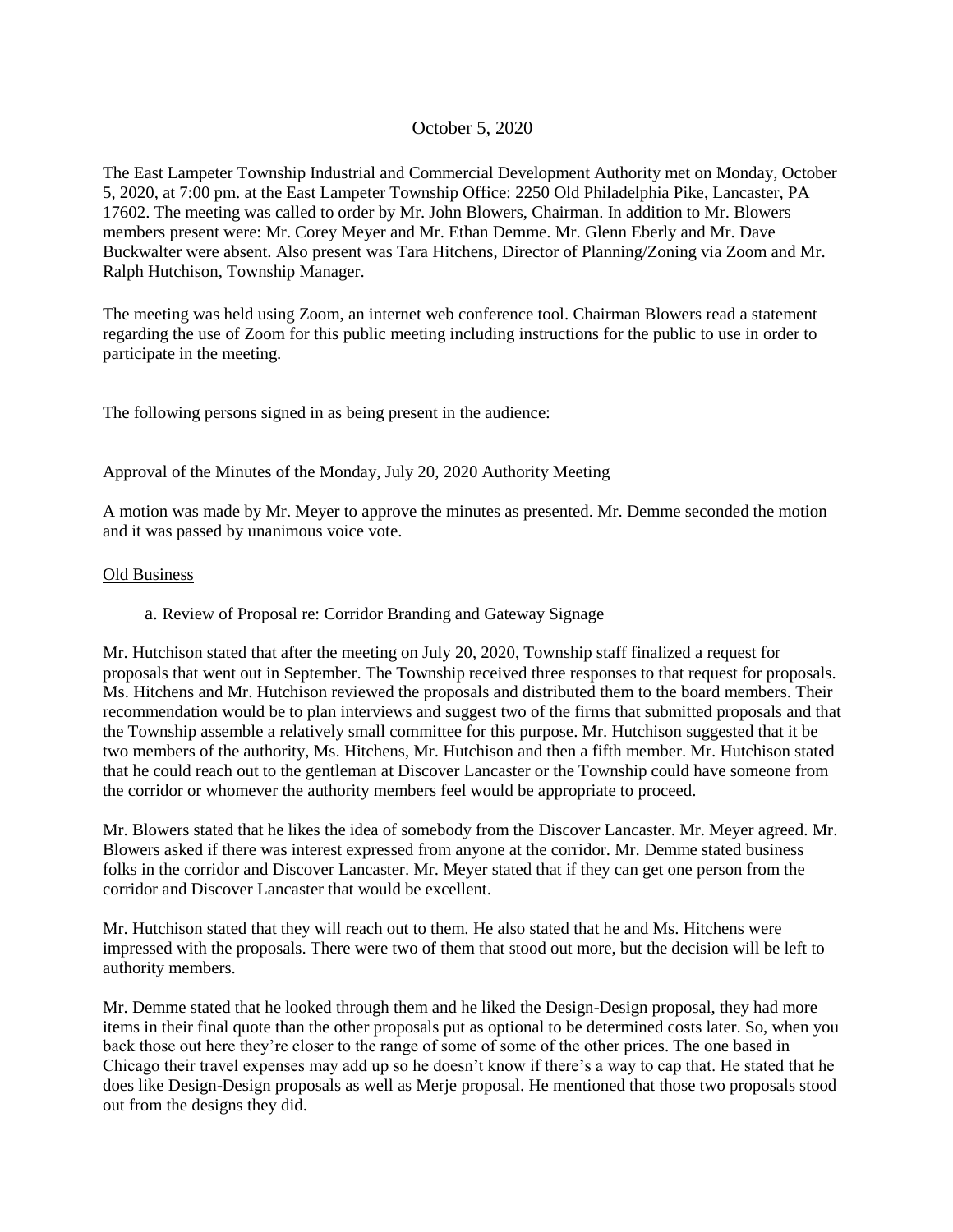October 5, 2020

The East Lampeter Township Industrial and Commercial Development Authority met on Monday, October 5, 2020, at 7:00 pm. at the East Lampeter Township Office: 2250 Old Philadelphia Pike, Lancaster, PA 17602. The meeting was called to order by Mr. John Blowers, Chairman. In addition to Mr. Blowers members present were: Mr. Corey Meyer and Mr. Ethan Demme. Mr. Glenn Eberly and Mr. Dave Buckwalter were absent. Also present was Tara Hitchens, Director of Planning/Zoning via Zoom and Mr. Ralph Hutchison, Township Manager.

The meeting was held using Zoom, an internet web conference tool. Chairman Blowers read a statement regarding the use of Zoom for this public meeting including instructions for the public to use in order to participate in the meeting.

The following persons signed in as being present in the audience:

Approval of the Minutes of the Monday, July 20, 2020 Authority Meeting

A motion was made by Mr. Meyer to approve the minutes as presented. Mr. Demme seconded the motion and it was passed by unanimous voice vote.

Old Business

a. Review of Proposal re: Corridor Branding and Gateway Signage

Mr. Hutchison stated that after the meeting on July 20, 2020, Township staff finalized a request for proposals that went out in September. The Township received three responses to that request for proposals. Ms. Hitchens and Mr. Hutchison reviewed the proposals and distributed them to the board members. Their recommendation would be to plan interviews and suggest two of the firms that submitted proposals and that the Township assemble a relatively small committee for this purpose. Mr. Hutchison suggested that it be two members of the authority, Ms. Hitchens, Mr. Hutchison and then a fifth member. Mr. Hutchison stated that he could reach out to the gentleman at Discover Lancaster or the Township could have someone from the corridor or whomever the authority members feel would be appropriate to proceed.

Mr. Blowers stated that he likes the idea of somebody from the Discover Lancaster. Mr. Meyer agreed. Mr. Blowers asked if there was interest expressed from anyone at the corridor. Mr. Demme stated business folks in the corridor and Discover Lancaster. Mr. Meyer stated that if they can get one person from the corridor and Discover Lancaster that would be excellent.

Mr. Hutchison stated that they will reach out to them. He also stated that he and Ms. Hitchens were impressed with the proposals. There were two of them that stood out more, but the decision will be left to authority members.

Mr. Demme stated that he looked through them and he liked the Design-Design proposal, they had more items in their final quote than the other proposals put as optional to be determined costs later. So, when you back those out here they're closer to the range of some of some of the other prices. The one based in Chicago their travel expenses may add up so he doesn't know if there's a way to cap that. He stated that he does like Design-Design proposals as well as Merje proposal. He mentioned that those two proposals stood out from the designs they did.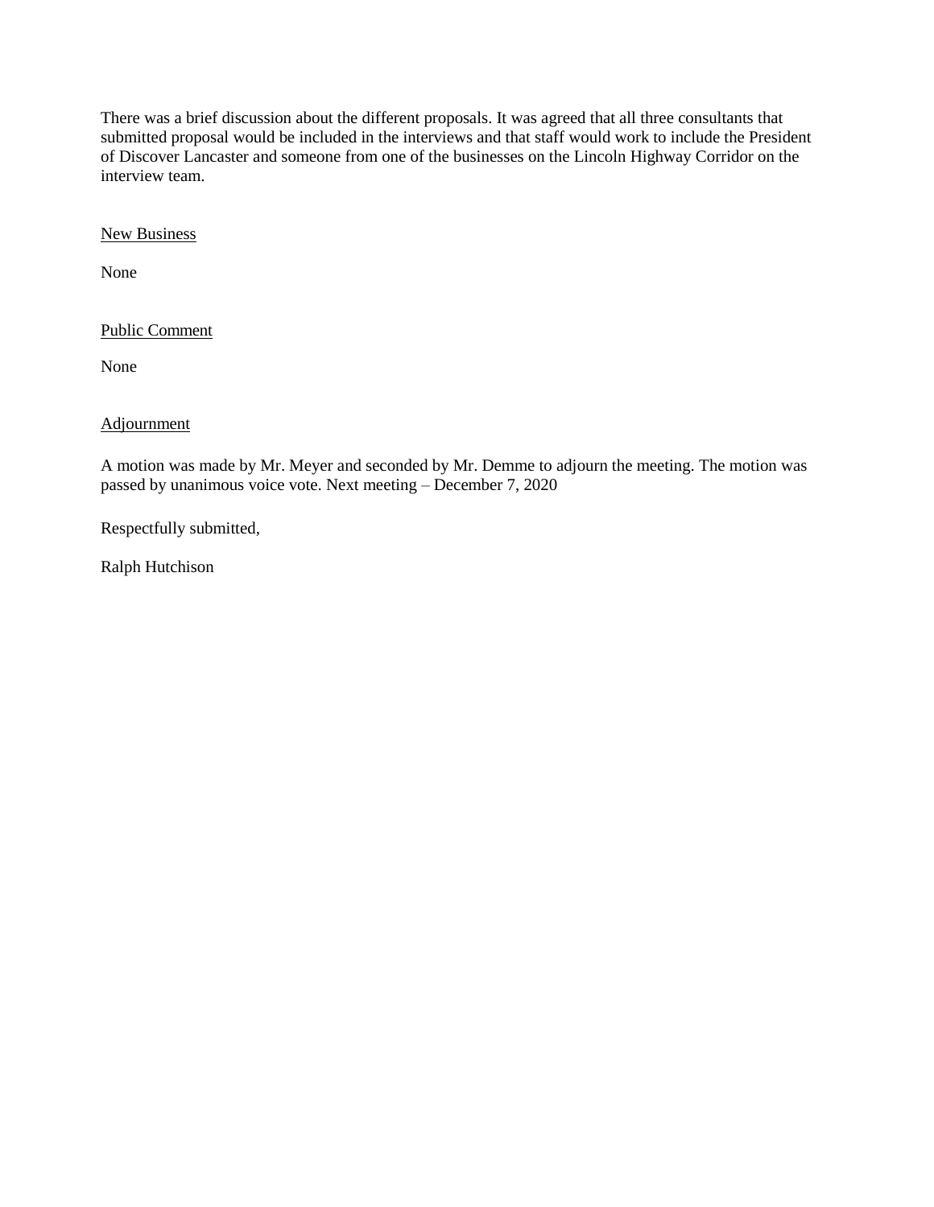There was a brief discussion about the different proposals. It was agreed that all three consultants that submitted proposal would be included in the interviews and that staff would work to include the President of Discover Lancaster and someone from one of the businesses on the Lincoln Highway Corridor on the interview team.

<u>New Business</u>

None

<u>Public Comment</u>

None

<u>Adjournment</u>

A motion was made by Mr. Meyer and seconded by Mr. Demme to adjourn the meeting. The motion was passed by unanimous voice vote. Next meeting – December 7, 2020

Respectfully submitted,

Ralph Hutchison